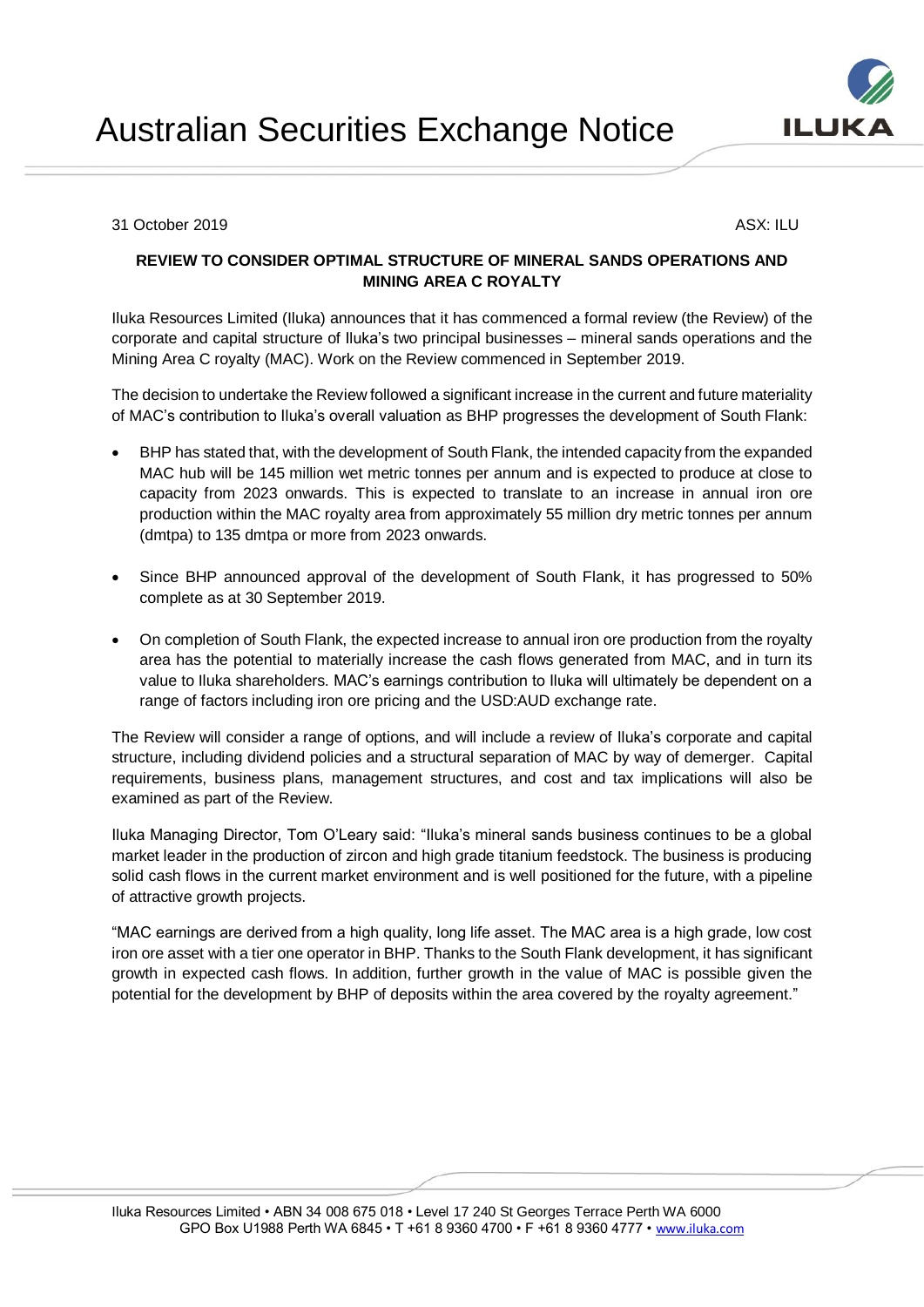# Australian Securities Exchange Notice

31 October 2019 ASX: ILU

**REVIEW TO CONSIDER OPTIMAL STRUCTURE OF MINERAL SANDS OPERATIONS AND MINING AREA C ROYALTY**

Iluka Resources Limited (Iluka) announces that it has commenced a formal review (the Review) of the corporate and capital structure of Iluka's two principal businesses – mineral sands operations and the Mining Area C royalty (MAC). Work on the Review commenced in September 2019.

The decision to undertake the Review followed a significant increase in the current and future materiality of MAC's contribution to Iluka's overall valuation as BHP progresses the development of South Flank:

- BHP has stated that, with the development of South Flank, the intended capacity from the expanded MAC hub will be 145 million wet metric tonnes per annum and is expected to produce at close to capacity from 2023 onwards. This is expected to translate to an increase in annual iron ore production within the MAC royalty area from approximately 55 million dry metric tonnes per annum (dmtpa) to 135 dmtpa or more from 2023 onwards.

- Since BHP announced approval of the development of South Flank, it has progressed to 50% complete as at 30 September 2019.

- On completion of South Flank, the expected increase to annual iron ore production from the royalty area has the potential to materially increase the cash flows generated from MAC, and in turn its value to Iluka shareholders. MAC's earnings contribution to Iluka will ultimately be dependent on a range of factors including iron ore pricing and the USD:AUD exchange rate.

The Review will consider a range of options, and will include a review of Iluka's corporate and capital structure, including dividend policies and a structural separation of MAC by way of demerger. Capital requirements, business plans, management structures, and cost and tax implications will also be examined as part of the Review.

Iluka Managing Director, Tom O'Leary said: "Iluka's mineral sands business continues to be a global market leader in the production of zircon and high grade titanium feedstock. The business is producing solid cash flows in the current market environment and is well positioned for the future, with a pipeline of attractive growth projects.

"MAC earnings are derived from a high quality, long life asset. The MAC area is a high grade, low cost iron ore asset with a tier one operator in BHP. Thanks to the South Flank development, it has significant growth in expected cash flows. In addition, further growth in the value of MAC is possible given the potential for the development by BHP of deposits within the area covered by the royalty agreement."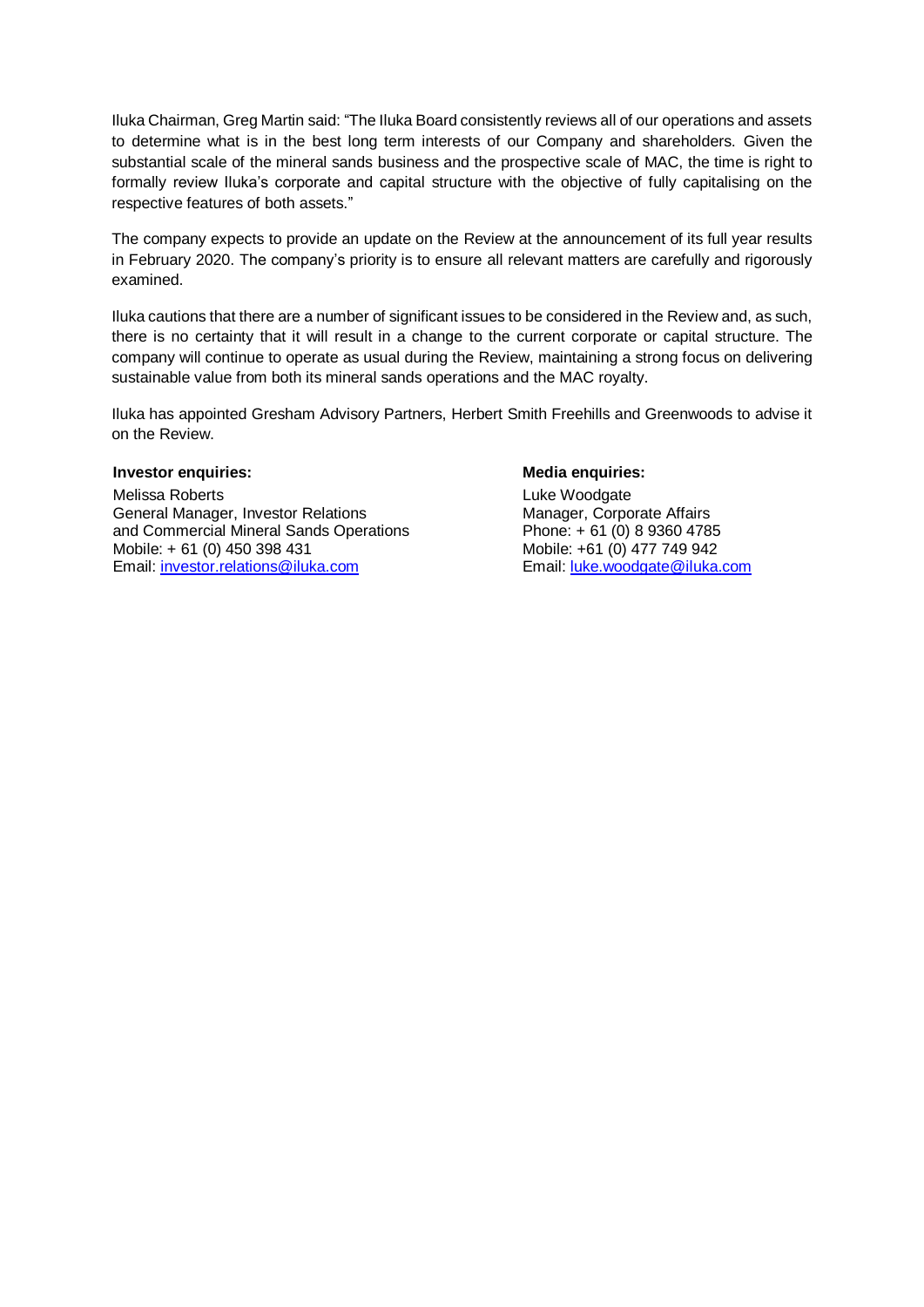Iluka Chairman, Greg Martin said: "The Iluka Board consistently reviews all of our operations and assets to determine what is in the best long term interests of our Company and shareholders. Given the substantial scale of the mineral sands business and the prospective scale of MAC, the time is right to formally review Iluka's corporate and capital structure with the objective of fully capitalising on the respective features of both assets."

The company expects to provide an update on the Review at the announcement of its full year results in February 2020. The company's priority is to ensure all relevant matters are carefully and rigorously examined.

Iluka cautions that there are a number of significant issues to be considered in the Review and, as such, there is no certainty that it will result in a change to the current corporate or capital structure. The company will continue to operate as usual during the Review, maintaining a strong focus on delivering sustainable value from both its mineral sands operations and the MAC royalty.

Iluka has appointed Gresham Advisory Partners, Herbert Smith Freehills and Greenwoods to advise it on the Review.

**Investor enquiries:**

Melissa Roberts
General Manager, Investor Relations
and Commercial Mineral Sands Operations
Mobile: + 61 (0) 450 398 431
Email: investor.relations@iluka.com

**Media enquiries:**

Luke Woodgate
Manager, Corporate Affairs
Phone: + 61 (0) 8 9360 4785
Mobile: +61 (0) 477 749 942
Email: luke.woodgate@iluka.com